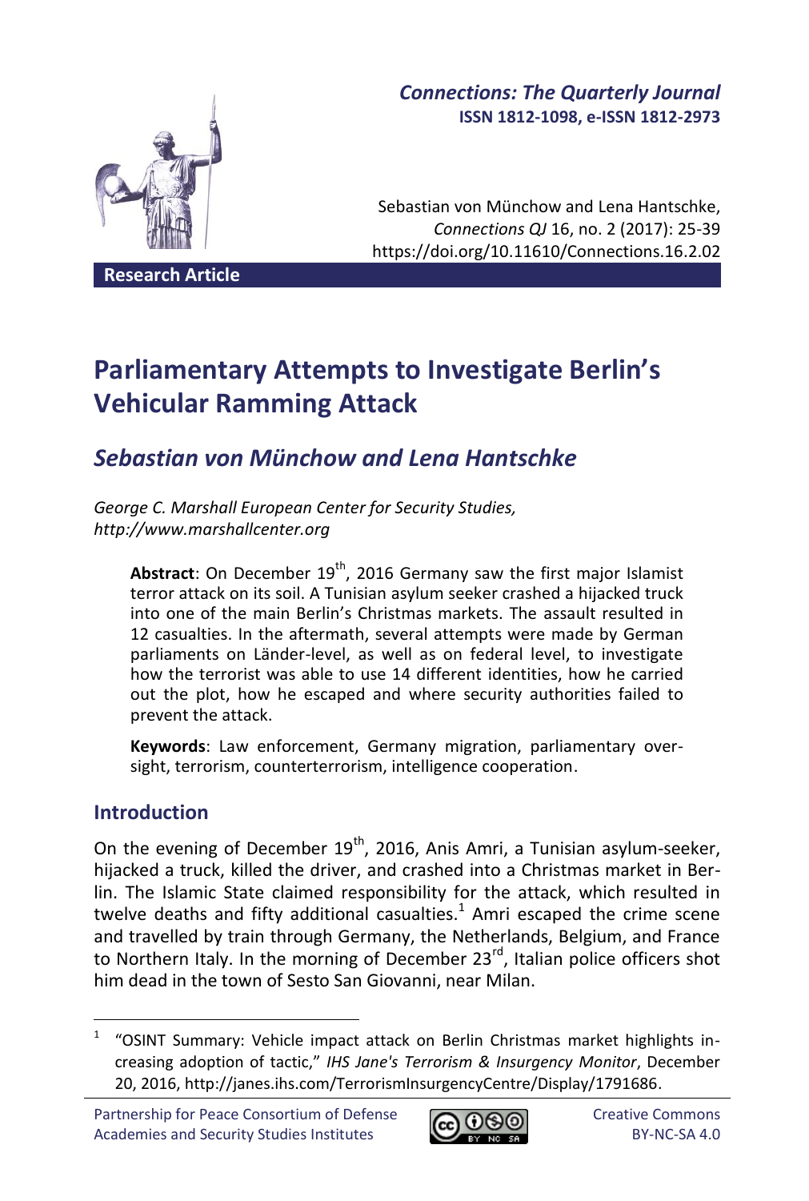*Connections: The Quarterly Journal*
**ISSN 1812-1098, e-ISSN 1812-2973**

Sebastian von Münchow and Lena Hantschke, *Connections QJ* 16, no. 2 (2017): 25-39
https://doi.org/10.11610/Connections.16.2.02

**Research Article**

# Parliamentary Attempts to Investigate Berlin's Vehicular Ramming Attack

## *Sebastian von Münchow and Lena Hantschke*

*George C. Marshall European Center for Security Studies, http://www.marshallcenter.org*

**Abstract**: On December 19th, 2016 Germany saw the first major Islamist terror attack on its soil. A Tunisian asylum seeker crashed a hijacked truck into one of the main Berlin's Christmas markets. The assault resulted in 12 casualties. In the aftermath, several attempts were made by German parliaments on Länder-level, as well as on federal level, to investigate how the terrorist was able to use 14 different identities, how he carried out the plot, how he escaped and where security authorities failed to prevent the attack.

**Keywords**: Law enforcement, Germany migration, parliamentary oversight, terrorism, counterterrorism, intelligence cooperation.

## Introduction

On the evening of December 19th, 2016, Anis Amri, a Tunisian asylum-seeker, hijacked a truck, killed the driver, and crashed into a Christmas market in Berlin. The Islamic State claimed responsibility for the attack, which resulted in twelve deaths and fifty additional casualties.[1] Amri escaped the crime scene and travelled by train through Germany, the Netherlands, Belgium, and France to Northern Italy. In the morning of December 23rd, Italian police officers shot him dead in the town of Sesto San Giovanni, near Milan.

[1] "OSINT Summary: Vehicle impact attack on Berlin Christmas market highlights increasing adoption of tactic," *IHS Jane's Terrorism & Insurgency Monitor*, December 20, 2016, http://janes.ihs.com/TerrorismInsurgencyCentre/Display/1791686.

Partnership for Peace Consortium of Defense Academies and Security Studies Institutes

Creative Commons BY-NC-SA 4.0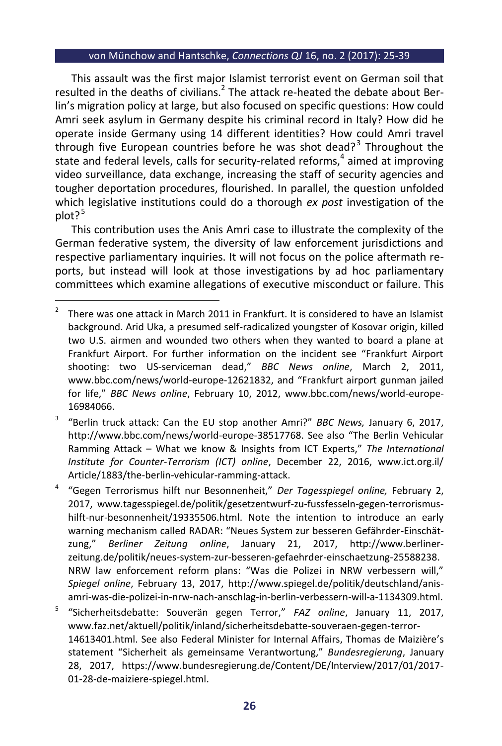This assault was the first major Islamist terrorist event on German soil that resulted in the deaths of civilians.[2] The attack re-heated the debate about Berlin's migration policy at large, but also focused on specific questions: How could Amri seek asylum in Germany despite his criminal record in Italy? How did he operate inside Germany using 14 different identities? How could Amri travel through five European countries before he was shot dead?[3] Throughout the state and federal levels, calls for security-related reforms,[4] aimed at improving video surveillance, data exchange, increasing the staff of security agencies and tougher deportation procedures, flourished. In parallel, the question unfolded which legislative institutions could do a thorough *ex post* investigation of the plot?[5]

This contribution uses the Anis Amri case to illustrate the complexity of the German federative system, the diversity of law enforcement jurisdictions and respective parliamentary inquiries. It will not focus on the police aftermath reports, but instead will look at those investigations by ad hoc parliamentary committees which examine allegations of executive misconduct or failure. This

---

[2] There was one attack in March 2011 in Frankfurt. It is considered to have an Islamist background. Arid Uka, a presumed self-radicalized youngster of Kosovar origin, killed two U.S. airmen and wounded two others when they wanted to board a plane at Frankfurt Airport. For further information on the incident see "Frankfurt Airport shooting: two US-serviceman dead," *BBC News online*, March 2, 2011, www.bbc.com/news/world-europe-12621832, and "Frankfurt airport gunman jailed for life," *BBC News online*, February 10, 2012, www.bbc.com/news/world-europe-16984066.

[3] "Berlin truck attack: Can the EU stop another Amri?" *BBC News,* January 6, 2017, http://www.bbc.com/news/world-europe-38517768. See also "The Berlin Vehicular Ramming Attack – What we know & Insights from ICT Experts," *The International Institute for Counter-Terrorism (ICT) online*, December 22, 2016, www.ict.org.il/Article/1883/the-berlin-vehicular-ramming-attack.

[4] "Gegen Terrorismus hilft nur Besonnenheit," *Der Tagesspiegel online,* February 2, 2017, www.tagesspiegel.de/politik/gesetzentwurf-zu-fussfesseln-gegen-terrorismus-hilft-nur-besonnenheit/19335506.html. Note the intention to introduce an early warning mechanism called RADAR: "Neues System zur besseren Gefährder-Einschätzung," *Berliner Zeitung online*, January 21, 2017, http://www.berliner-zeitung.de/politik/neues-system-zur-besseren-gefaehrder-einschaetzung-25588238. NRW law enforcement reform plans: "Was die Polizei in NRW verbessern will," *Spiegel online*, February 13, 2017, http://www.spiegel.de/politik/deutschland/anis-amri-was-die-polizei-in-nrw-nach-anschlag-in-berlin-verbessern-will-a-1134309.html.

[5] "Sicherheitsdebatte: Souverän gegen Terror," *FAZ online*, January 11, 2017, www.faz.net/aktuell/politik/inland/sicherheitsdebatte-souveraen-gegen-terror-14613401.html. See also Federal Minister for Internal Affairs, Thomas de Maizière's statement "Sicherheit als gemeinsame Verantwortung," *Bundesregierung*, January 28, 2017, https://www.bundesregierung.de/Content/DE/Interview/2017/01/2017-01-28-de-maiziere-spiegel.html.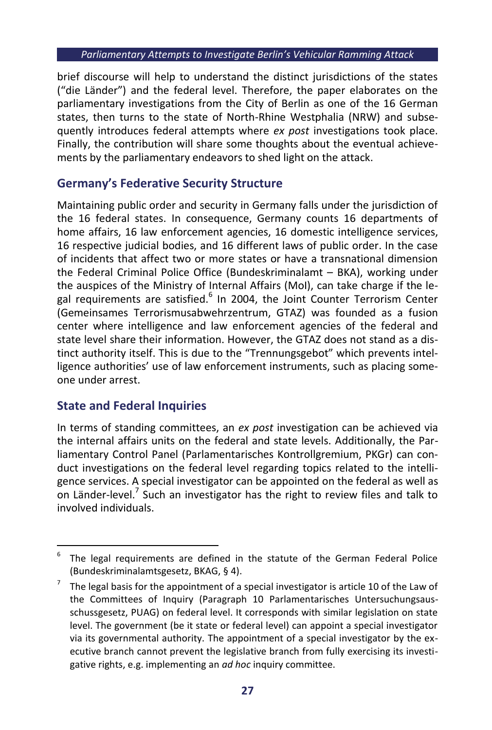brief discourse will help to understand the distinct jurisdictions of the states ("die Länder") and the federal level. Therefore, the paper elaborates on the parliamentary investigations from the City of Berlin as one of the 16 German states, then turns to the state of North-Rhine Westphalia (NRW) and subsequently introduces federal attempts where *ex post* investigations took place. Finally, the contribution will share some thoughts about the eventual achievements by the parliamentary endeavors to shed light on the attack.

## Germany's Federative Security Structure

Maintaining public order and security in Germany falls under the jurisdiction of the 16 federal states. In consequence, Germany counts 16 departments of home affairs, 16 law enforcement agencies, 16 domestic intelligence services, 16 respective judicial bodies, and 16 different laws of public order. In the case of incidents that affect two or more states or have a transnational dimension the Federal Criminal Police Office (Bundeskriminalamt – BKA), working under the auspices of the Ministry of Internal Affairs (MoI), can take charge if the legal requirements are satisfied.[6] In 2004, the Joint Counter Terrorism Center (Gemeinsames Terrorismusabwehrzentrum, GTAZ) was founded as a fusion center where intelligence and law enforcement agencies of the federal and state level share their information. However, the GTAZ does not stand as a distinct authority itself. This is due to the "Trennungsgebot" which prevents intelligence authorities' use of law enforcement instruments, such as placing someone under arrest.

## State and Federal Inquiries

In terms of standing committees, an *ex post* investigation can be achieved via the internal affairs units on the federal and state levels. Additionally, the Parliamentary Control Panel (Parlamentarisches Kontrollgremium, PKGr) can conduct investigations on the federal level regarding topics related to the intelligence services. A special investigator can be appointed on the federal as well as on Länder-level.[7] Such an investigator has the right to review files and talk to involved individuals.

---

[6] The legal requirements are defined in the statute of the German Federal Police (Bundeskriminalamtsgesetz, BKAG, § 4).

[7] The legal basis for the appointment of a special investigator is article 10 of the Law of the Committees of Inquiry (Paragraph 10 Parlamentarisches Untersuchungsausschussgesetz, PUAG) on federal level. It corresponds with similar legislation on state level. The government (be it state or federal level) can appoint a special investigator via its governmental authority. The appointment of a special investigator by the executive branch cannot prevent the legislative branch from fully exercising its investigative rights, e.g. implementing an *ad hoc* inquiry committee.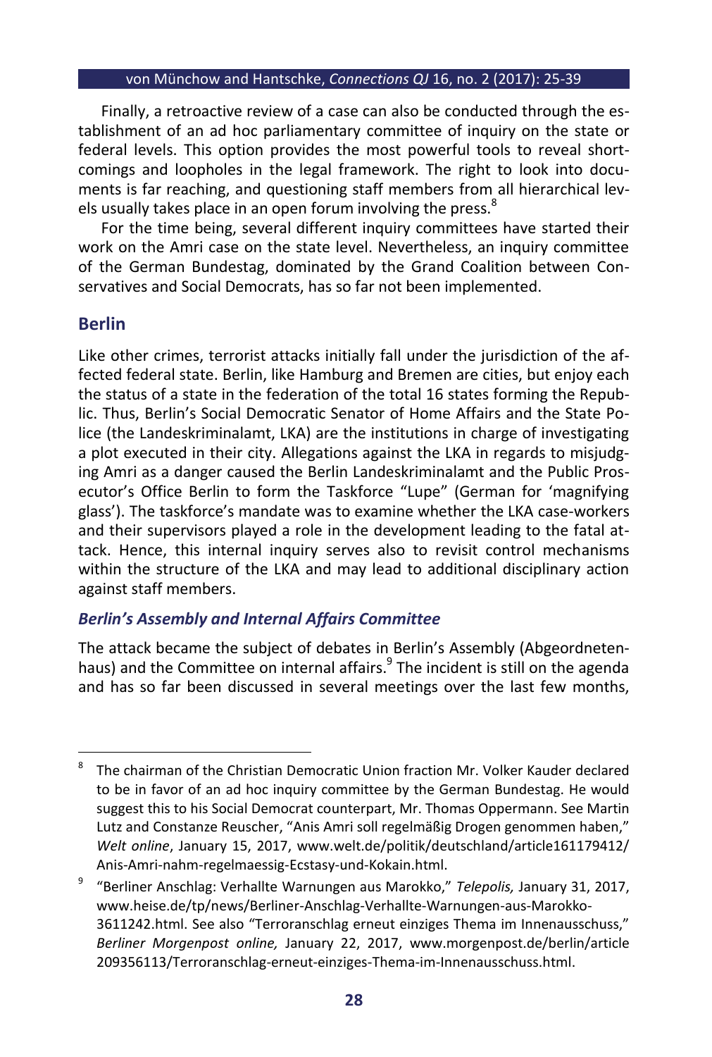Finally, a retroactive review of a case can also be conducted through the establishment of an ad hoc parliamentary committee of inquiry on the state or federal levels. This option provides the most powerful tools to reveal shortcomings and loopholes in the legal framework. The right to look into documents is far reaching, and questioning staff members from all hierarchical levels usually takes place in an open forum involving the press.[8]

For the time being, several different inquiry committees have started their work on the Amri case on the state level. Nevertheless, an inquiry committee of the German Bundestag, dominated by the Grand Coalition between Conservatives and Social Democrats, has so far not been implemented.

## Berlin

Like other crimes, terrorist attacks initially fall under the jurisdiction of the affected federal state. Berlin, like Hamburg and Bremen are cities, but enjoy each the status of a state in the federation of the total 16 states forming the Republic. Thus, Berlin's Social Democratic Senator of Home Affairs and the State Police (the Landeskriminalamt, LKA) are the institutions in charge of investigating a plot executed in their city. Allegations against the LKA in regards to misjudging Amri as a danger caused the Berlin Landeskriminalamt and the Public Prosecutor's Office Berlin to form the Taskforce "Lupe" (German for 'magnifying glass'). The taskforce's mandate was to examine whether the LKA case-workers and their supervisors played a role in the development leading to the fatal attack. Hence, this internal inquiry serves also to revisit control mechanisms within the structure of the LKA and may lead to additional disciplinary action against staff members.

### *Berlin's Assembly and Internal Affairs Committee*

The attack became the subject of debates in Berlin's Assembly (Abgeordnetenhaus) and the Committee on internal affairs.[9] The incident is still on the agenda and has so far been discussed in several meetings over the last few months,

---

[8] The chairman of the Christian Democratic Union fraction Mr. Volker Kauder declared to be in favor of an ad hoc inquiry committee by the German Bundestag. He would suggest this to his Social Democrat counterpart, Mr. Thomas Oppermann. See Martin Lutz and Constanze Reuscher, "Anis Amri soll regelmäßig Drogen genommen haben," *Welt online*, January 15, 2017, www.welt.de/politik/deutschland/article161179412/Anis-Amri-nahm-regelmaessig-Ecstasy-und-Kokain.html.

[9] "Berliner Anschlag: Verhallte Warnungen aus Marokko," *Telepolis,* January 31, 2017, www.heise.de/tp/news/Berliner-Anschlag-Verhallte-Warnungen-aus-Marokko-3611242.html. See also "Terroranschlag erneut einziges Thema im Innenausschuss," *Berliner Morgenpost online,* January 22, 2017, www.morgenpost.de/berlin/article209356113/Terroranschlag-erneut-einziges-Thema-im-Innenausschuss.html.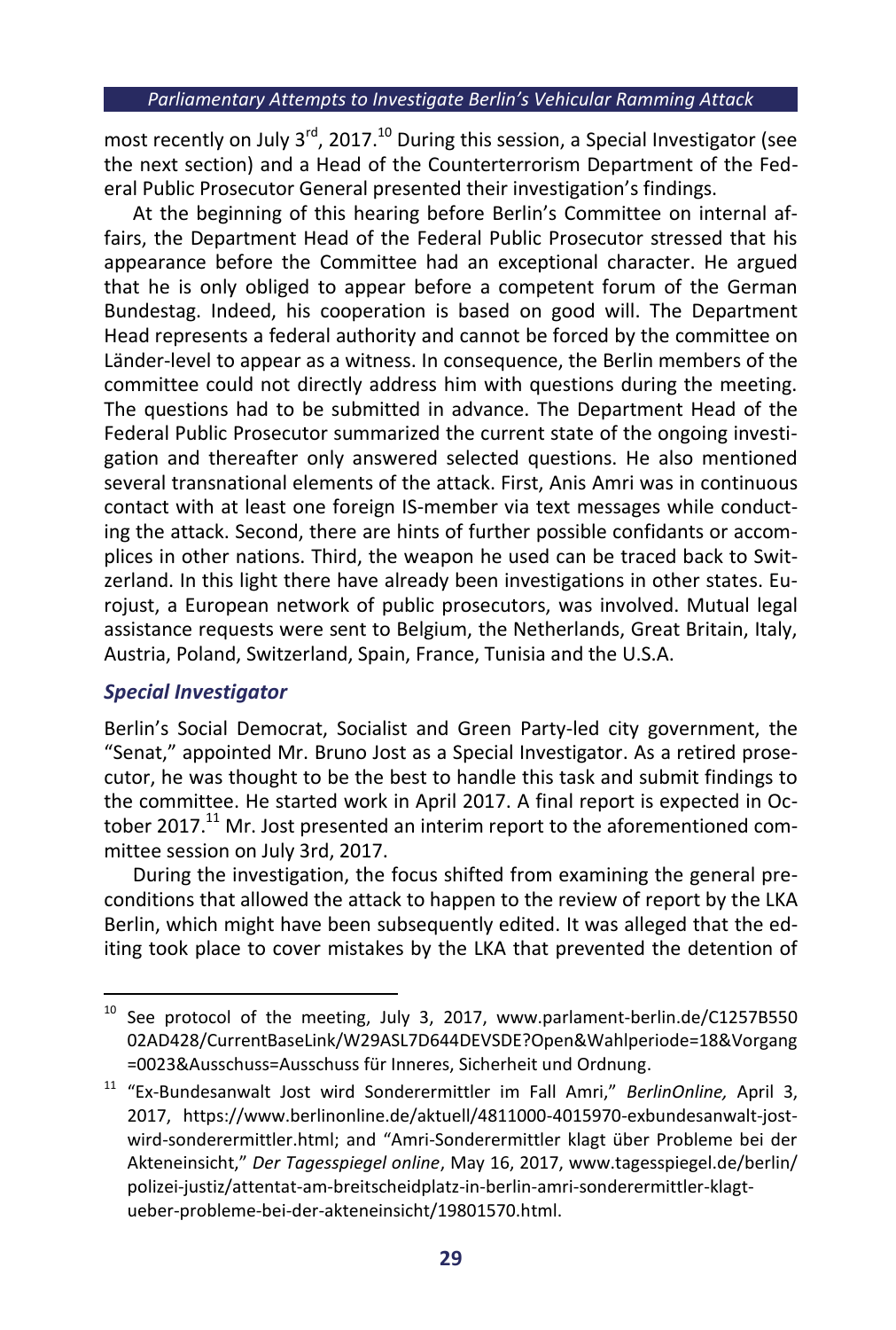most recently on July 3rd, 2017.[10] During this session, a Special Investigator (see the next section) and a Head of the Counterterrorism Department of the Federal Public Prosecutor General presented their investigation's findings.

At the beginning of this hearing before Berlin's Committee on internal affairs, the Department Head of the Federal Public Prosecutor stressed that his appearance before the Committee had an exceptional character. He argued that he is only obliged to appear before a competent forum of the German Bundestag. Indeed, his cooperation is based on good will. The Department Head represents a federal authority and cannot be forced by the committee on Länder-level to appear as a witness. In consequence, the Berlin members of the committee could not directly address him with questions during the meeting. The questions had to be submitted in advance. The Department Head of the Federal Public Prosecutor summarized the current state of the ongoing investigation and thereafter only answered selected questions. He also mentioned several transnational elements of the attack. First, Anis Amri was in continuous contact with at least one foreign IS-member via text messages while conducting the attack. Second, there are hints of further possible confidants or accomplices in other nations. Third, the weapon he used can be traced back to Switzerland. In this light there have already been investigations in other states. Eurojust, a European network of public prosecutors, was involved. Mutual legal assistance requests were sent to Belgium, the Netherlands, Great Britain, Italy, Austria, Poland, Switzerland, Spain, France, Tunisia and the U.S.A.

### *Special Investigator*

Berlin's Social Democrat, Socialist and Green Party-led city government, the "Senat," appointed Mr. Bruno Jost as a Special Investigator. As a retired prosecutor, he was thought to be the best to handle this task and submit findings to the committee. He started work in April 2017. A final report is expected in October 2017.[11] Mr. Jost presented an interim report to the aforementioned committee session on July 3rd, 2017.

During the investigation, the focus shifted from examining the general preconditions that allowed the attack to happen to the review of report by the LKA Berlin, which might have been subsequently edited. It was alleged that the editing took place to cover mistakes by the LKA that prevented the detention of

---

[10] See protocol of the meeting, July 3, 2017, www.parlament-berlin.de/C1257B55002AD428/CurrentBaseLink/W29ASL7D644DEVSDE?Open&Wahlperiode=18&Vorgang=0023&Ausschuss=Ausschuss für Inneres, Sicherheit und Ordnung.

[11] "Ex-Bundesanwalt Jost wird Sonderermittler im Fall Amri," *BerlinOnline,* April 3, 2017, https://www.berlinonline.de/aktuell/4811000-4015970-exbundesanwalt-jost-wird-sonderermittler.html; and "Amri-Sonderermittler klagt über Probleme bei der Akteneinsicht," *Der Tagesspiegel online*, May 16, 2017, www.tagesspiegel.de/berlin/polizei-justiz/attentat-am-breitscheidplatz-in-berlin-amri-sonderermittler-klagt-ueber-probleme-bei-der-akteneinsicht/19801570.html.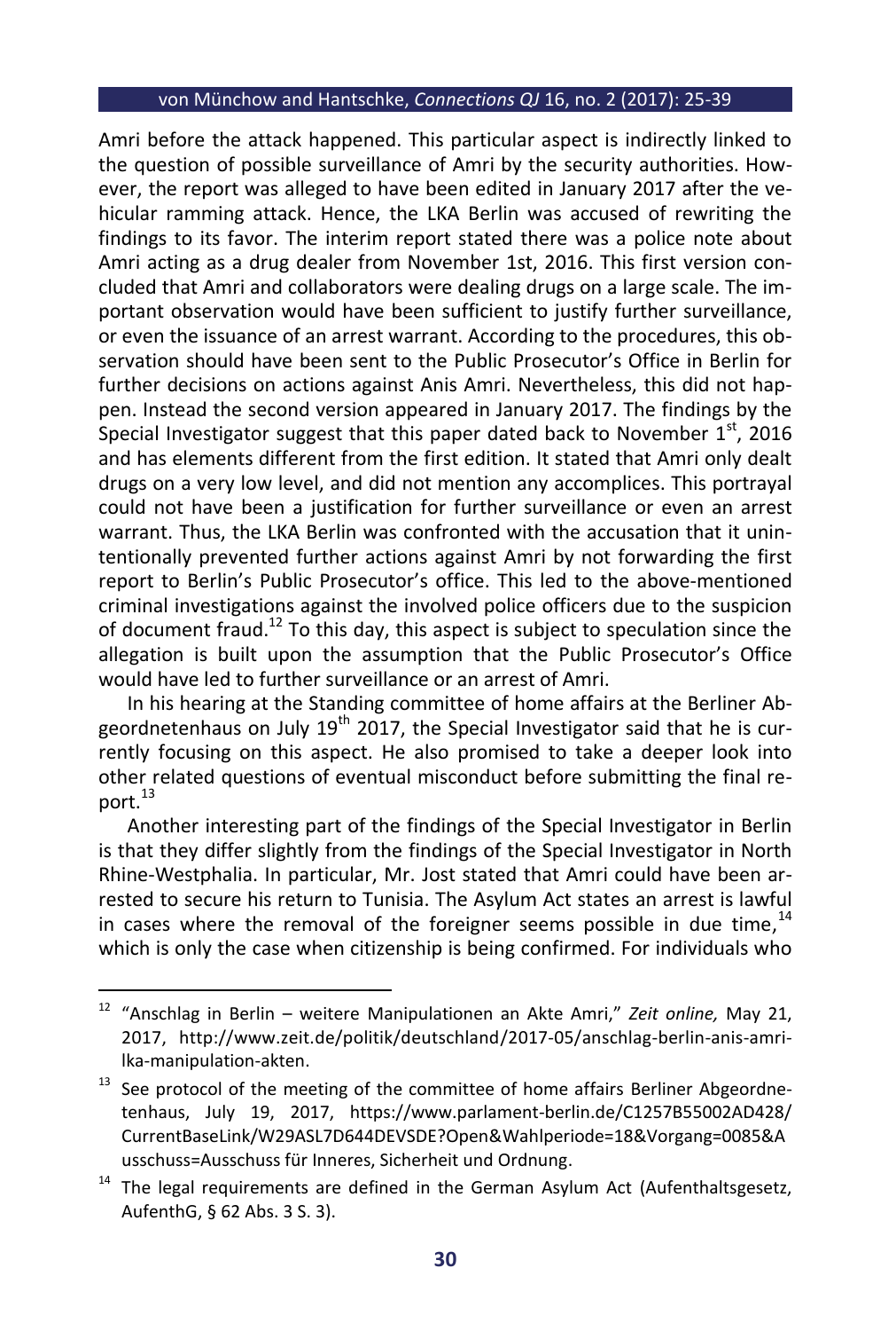Amri before the attack happened. This particular aspect is indirectly linked to the question of possible surveillance of Amri by the security authorities. However, the report was alleged to have been edited in January 2017 after the vehicular ramming attack. Hence, the LKA Berlin was accused of rewriting the findings to its favor. The interim report stated there was a police note about Amri acting as a drug dealer from November 1st, 2016. This first version concluded that Amri and collaborators were dealing drugs on a large scale. The important observation would have been sufficient to justify further surveillance, or even the issuance of an arrest warrant. According to the procedures, this observation should have been sent to the Public Prosecutor's Office in Berlin for further decisions on actions against Anis Amri. Nevertheless, this did not happen. Instead the second version appeared in January 2017. The findings by the Special Investigator suggest that this paper dated back to November 1st, 2016 and has elements different from the first edition. It stated that Amri only dealt drugs on a very low level, and did not mention any accomplices. This portrayal could not have been a justification for further surveillance or even an arrest warrant. Thus, the LKA Berlin was confronted with the accusation that it unintentionally prevented further actions against Amri by not forwarding the first report to Berlin's Public Prosecutor's office. This led to the above-mentioned criminal investigations against the involved police officers due to the suspicion of document fraud.[12] To this day, this aspect is subject to speculation since the allegation is built upon the assumption that the Public Prosecutor's Office would have led to further surveillance or an arrest of Amri.

In his hearing at the Standing committee of home affairs at the Berliner Abgeordnetenhaus on July 19th 2017, the Special Investigator said that he is currently focusing on this aspect. He also promised to take a deeper look into other related questions of eventual misconduct before submitting the final report.[13]

Another interesting part of the findings of the Special Investigator in Berlin is that they differ slightly from the findings of the Special Investigator in North Rhine-Westphalia. In particular, Mr. Jost stated that Amri could have been arrested to secure his return to Tunisia. The Asylum Act states an arrest is lawful in cases where the removal of the foreigner seems possible in due time,[14] which is only the case when citizenship is being confirmed. For individuals who

---

[12] "Anschlag in Berlin – weitere Manipulationen an Akte Amri," *Zeit online,* May 21, 2017, http://www.zeit.de/politik/deutschland/2017-05/anschlag-berlin-anis-amri-lka-manipulation-akten.

[13] See protocol of the meeting of the committee of home affairs Berliner Abgeordnetenhaus, July 19, 2017, https://www.parlament-berlin.de/C1257B55002AD428/CurrentBaseLink/W29ASL7D644DEVSDE?Open&Wahlperiode=18&Vorgang=0085&Ausschuss=Ausschuss für Inneres, Sicherheit und Ordnung.

[14] The legal requirements are defined in the German Asylum Act (Aufenthaltsgesetz, AufenthG, § 62 Abs. 3 S. 3).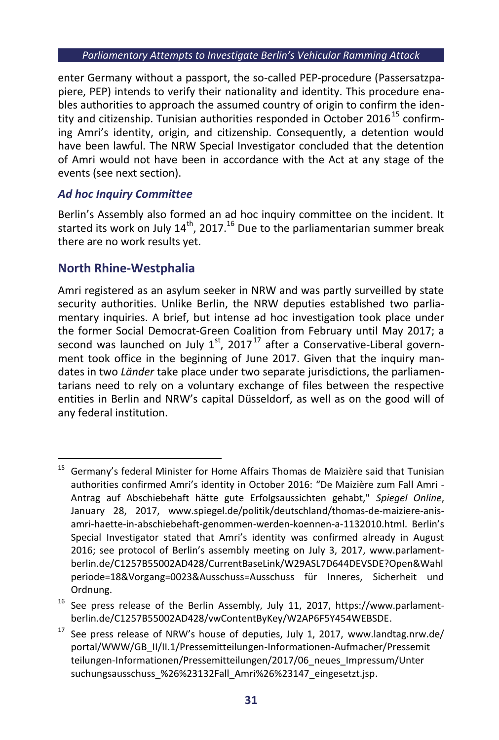enter Germany without a passport, the so-called PEP-procedure (Passersatzpapiere, PEP) intends to verify their nationality and identity. This procedure enables authorities to approach the assumed country of origin to confirm the identity and citizenship. Tunisian authorities responded in October 2016[15] confirming Amri's identity, origin, and citizenship. Consequently, a detention would have been lawful. The NRW Special Investigator concluded that the detention of Amri would not have been in accordance with the Act at any stage of the events (see next section).

### *Ad hoc Inquiry Committee*

Berlin's Assembly also formed an ad hoc inquiry committee on the incident. It started its work on July 14th, 2017.[16] Due to the parliamentarian summer break there are no work results yet.

## North Rhine-Westphalia

Amri registered as an asylum seeker in NRW and was partly surveilled by state security authorities. Unlike Berlin, the NRW deputies established two parliamentary inquiries. A brief, but intense ad hoc investigation took place under the former Social Democrat-Green Coalition from February until May 2017; a second was launched on July 1st, 2017[17] after a Conservative-Liberal government took office in the beginning of June 2017. Given that the inquiry mandates in two *Länder* take place under two separate jurisdictions, the parliamentarians need to rely on a voluntary exchange of files between the respective entities in Berlin and NRW's capital Düsseldorf, as well as on the good will of any federal institution.

---

[15] Germany's federal Minister for Home Affairs Thomas de Maizière said that Tunisian authorities confirmed Amri's identity in October 2016: "De Maizière zum Fall Amri - Antrag auf Abschiebehaft hätte gute Erfolgsaussichten gehabt," *Spiegel Online*, January 28, 2017, www.spiegel.de/politik/deutschland/thomas-de-maiziere-anis-amri-haette-in-abschiebehaft-genommen-werden-koennen-a-1132010.html. Berlin's Special Investigator stated that Amri's identity was confirmed already in August 2016; see protocol of Berlin's assembly meeting on July 3, 2017, www.parlament-berlin.de/C1257B55002AD428/CurrentBaseLink/W29ASL7D644DEVSDE?Open&Wahlperiode=18&Vorgang=0023&Ausschuss=Ausschuss für Inneres, Sicherheit und Ordnung.

[16] See press release of the Berlin Assembly, July 11, 2017, https://www.parlament-berlin.de/C1257B55002AD428/vwContentByKey/W2AP6F5Y454WEBSDE.

[17] See press release of NRW's house of deputies, July 1, 2017, www.landtag.nrw.de/portal/WWW/GB_II/II.1/Pressemitteilungen-Informationen-Aufmacher/Pressemitteilungen-Informationen/Pressemitteilungen/2017/06_neues_Impressum/Untersuchungsausschuss_%26%23132Fall_Amri%26%23147_eingesetzt.jsp.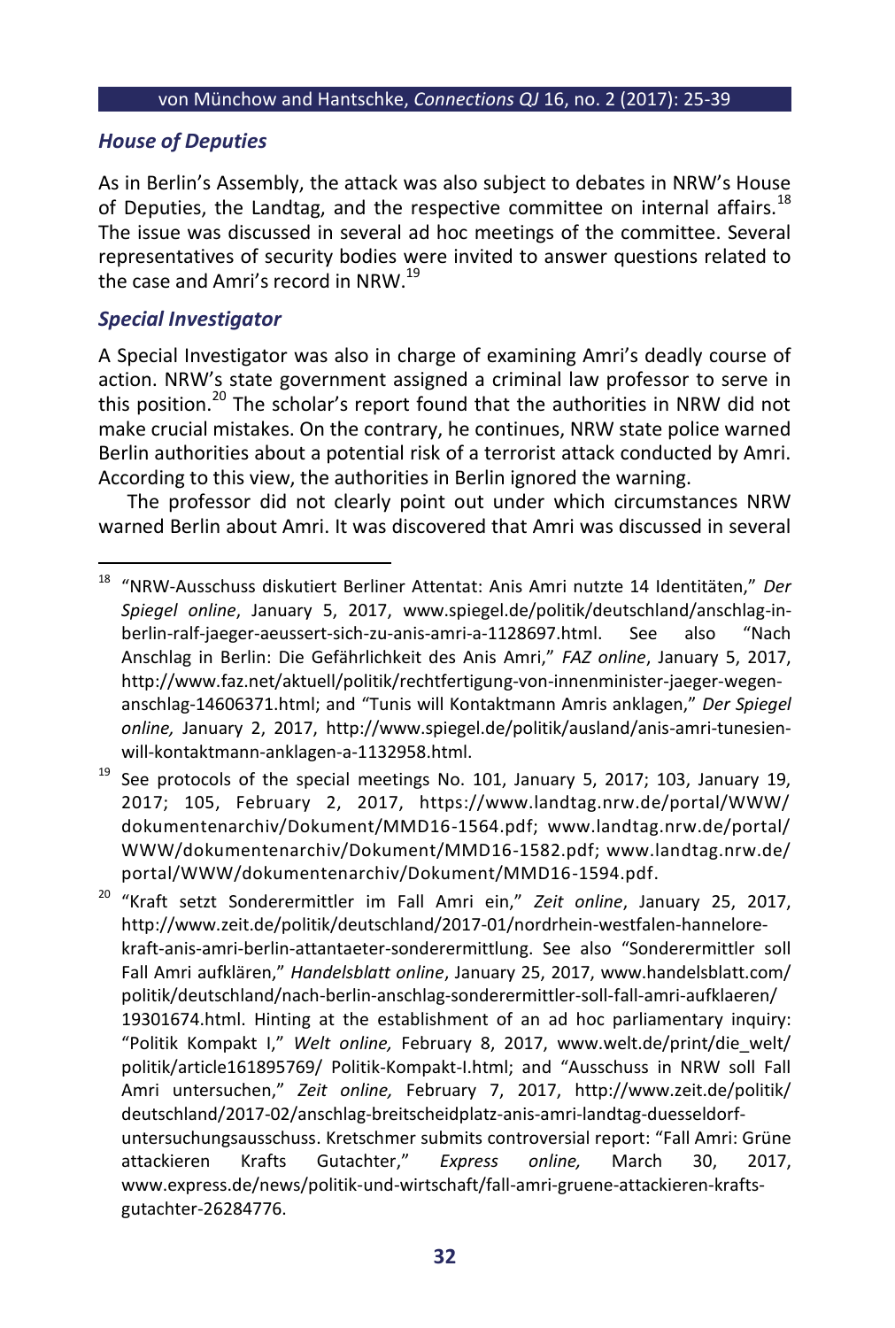### *House of Deputies*

As in Berlin's Assembly, the attack was also subject to debates in NRW's House of Deputies, the Landtag, and the respective committee on internal affairs.[18] The issue was discussed in several ad hoc meetings of the committee. Several representatives of security bodies were invited to answer questions related to the case and Amri's record in NRW.[19]

### *Special Investigator*

A Special Investigator was also in charge of examining Amri's deadly course of action. NRW's state government assigned a criminal law professor to serve in this position.[20] The scholar's report found that the authorities in NRW did not make crucial mistakes. On the contrary, he continues, NRW state police warned Berlin authorities about a potential risk of a terrorist attack conducted by Amri. According to this view, the authorities in Berlin ignored the warning.

The professor did not clearly point out under which circumstances NRW warned Berlin about Amri. It was discovered that Amri was discussed in several

---

[18] "NRW-Ausschuss diskutiert Berliner Attentat: Anis Amri nutzte 14 Identitäten," *Der Spiegel online*, January 5, 2017, www.spiegel.de/politik/deutschland/anschlag-in-berlin-ralf-jaeger-aeussert-sich-zu-anis-amri-a-1128697.html. See also "Nach Anschlag in Berlin: Die Gefährlichkeit des Anis Amri," *FAZ online*, January 5, 2017, http://www.faz.net/aktuell/politik/rechtfertigung-von-innenminister-jaeger-wegen-anschlag-14606371.html; and "Tunis will Kontaktmann Amris anklagen," *Der Spiegel online,* January 2, 2017, http://www.spiegel.de/politik/ausland/anis-amri-tunesien-will-kontaktmann-anklagen-a-1132958.html.

[19] See protocols of the special meetings No. 101, January 5, 2017; 103, January 19, 2017; 105, February 2, 2017, https://www.landtag.nrw.de/portal/WWW/dokumentenarchiv/Dokument/MMD16-1564.pdf; www.landtag.nrw.de/portal/WWW/dokumentenarchiv/Dokument/MMD16-1582.pdf; www.landtag.nrw.de/portal/WWW/dokumentenarchiv/Dokument/MMD16-1594.pdf.

[20] "Kraft setzt Sonderermittler im Fall Amri ein," *Zeit online*, January 25, 2017, http://www.zeit.de/politik/deutschland/2017-01/nordrhein-westfalen-hannelore-kraft-anis-amri-berlin-attantaeter-sonderermittlung. See also "Sonderermittler soll Fall Amri aufklären," *Handelsblatt online*, January 25, 2017, www.handelsblatt.com/politik/deutschland/nach-berlin-anschlag-sonderermittler-soll-fall-amri-aufklaeren/19301674.html. Hinting at the establishment of an ad hoc parliamentary inquiry: "Politik Kompakt I," *Welt online,* February 8, 2017, www.welt.de/print/die_welt/politik/article161895769/ Politik-Kompakt-I.html; and "Ausschuss in NRW soll Fall Amri untersuchen," *Zeit online,* February 7, 2017, http://www.zeit.de/politik/deutschland/2017-02/anschlag-breitscheidplatz-anis-amri-landtag-duesseldorf-untersuchungsausschuss. Kretschmer submits controversial report: "Fall Amri: Grüne attackieren Krafts Gutachter," *Express online,* March 30, 2017, www.express.de/news/politik-und-wirtschaft/fall-amri-gruene-attackieren-krafts-gutachter-26284776.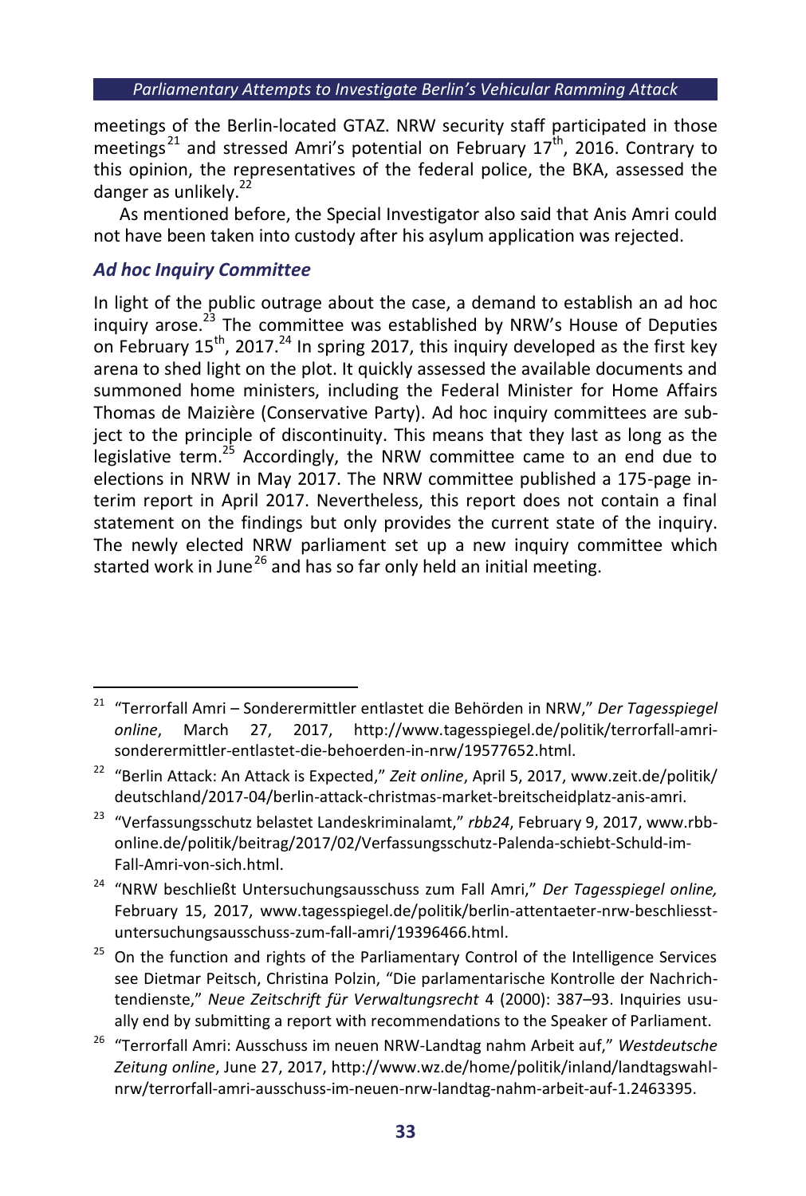meetings of the Berlin-located GTAZ. NRW security staff participated in those meetings[21] and stressed Amri's potential on February 17th, 2016. Contrary to this opinion, the representatives of the federal police, the BKA, assessed the danger as unlikely.[22]

As mentioned before, the Special Investigator also said that Anis Amri could not have been taken into custody after his asylum application was rejected.

### *Ad hoc Inquiry Committee*

In light of the public outrage about the case, a demand to establish an ad hoc inquiry arose.[23] The committee was established by NRW's House of Deputies on February 15th, 2017.[24] In spring 2017, this inquiry developed as the first key arena to shed light on the plot. It quickly assessed the available documents and summoned home ministers, including the Federal Minister for Home Affairs Thomas de Maizière (Conservative Party). Ad hoc inquiry committees are subject to the principle of discontinuity. This means that they last as long as the legislative term.[25] Accordingly, the NRW committee came to an end due to elections in NRW in May 2017. The NRW committee published a 175-page interim report in April 2017. Nevertheless, this report does not contain a final statement on the findings but only provides the current state of the inquiry. The newly elected NRW parliament set up a new inquiry committee which started work in June[26] and has so far only held an initial meeting.

---

[21] "Terrorfall Amri – Sonderermittler entlastet die Behörden in NRW," *Der Tagesspiegel online*, March 27, 2017, http://www.tagesspiegel.de/politik/terrorfall-amri-sonderermittler-entlastet-die-behoerden-in-nrw/19577652.html.

[22] "Berlin Attack: An Attack is Expected," *Zeit online*, April 5, 2017, www.zeit.de/politik/deutschland/2017-04/berlin-attack-christmas-market-breitscheidplatz-anis-amri.

[23] "Verfassungsschutz belastet Landeskriminalamt," *rbb24*, February 9, 2017, www.rbb-online.de/politik/beitrag/2017/02/Verfassungsschutz-Palenda-schiebt-Schuld-im-Fall-Amri-von-sich.html.

[24] "NRW beschließt Untersuchungsausschuss zum Fall Amri," *Der Tagesspiegel online,* February 15, 2017, www.tagesspiegel.de/politik/berlin-attentaeter-nrw-beschliesst-untersuchungsausschuss-zum-fall-amri/19396466.html.

[25] On the function and rights of the Parliamentary Control of the Intelligence Services see Dietmar Peitsch, Christina Polzin, "Die parlamentarische Kontrolle der Nachrichtendienste," *Neue Zeitschrift für Verwaltungsrecht* 4 (2000): 387–93. Inquiries usually end by submitting a report with recommendations to the Speaker of Parliament.

[26] "Terrorfall Amri: Ausschuss im neuen NRW-Landtag nahm Arbeit auf," *Westdeutsche Zeitung online*, June 27, 2017, http://www.wz.de/home/politik/inland/landtagswahl-nrw/terrorfall-amri-ausschuss-im-neuen-nrw-landtag-nahm-arbeit-auf-1.2463395.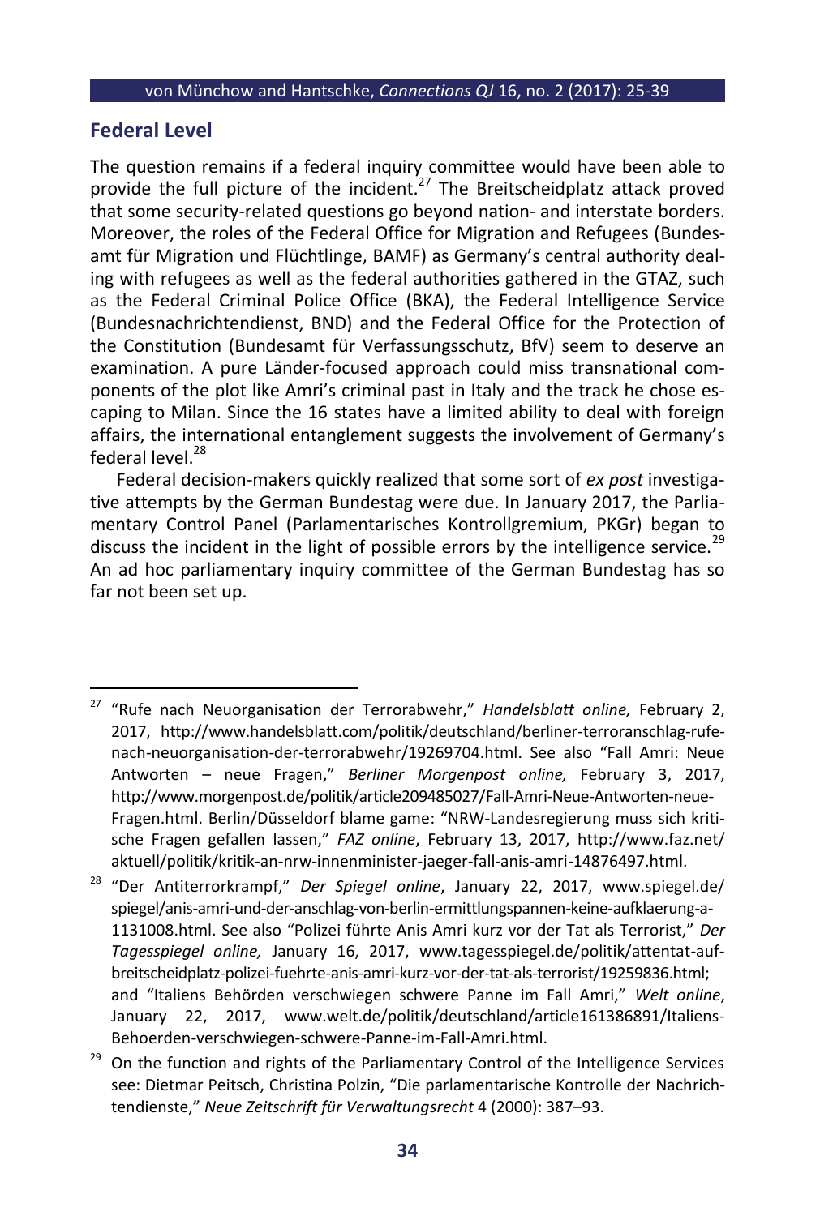## Federal Level

The question remains if a federal inquiry committee would have been able to provide the full picture of the incident.[27] The Breitscheidplatz attack proved that some security-related questions go beyond nation- and interstate borders. Moreover, the roles of the Federal Office for Migration and Refugees (Bundesamt für Migration und Flüchtlinge, BAMF) as Germany's central authority dealing with refugees as well as the federal authorities gathered in the GTAZ, such as the Federal Criminal Police Office (BKA), the Federal Intelligence Service (Bundesnachrichtendienst, BND) and the Federal Office for the Protection of the Constitution (Bundesamt für Verfassungsschutz, BfV) seem to deserve an examination. A pure Länder-focused approach could miss transnational components of the plot like Amri's criminal past in Italy and the track he chose escaping to Milan. Since the 16 states have a limited ability to deal with foreign affairs, the international entanglement suggests the involvement of Germany's federal level.[28]

Federal decision-makers quickly realized that some sort of *ex post* investigative attempts by the German Bundestag were due. In January 2017, the Parliamentary Control Panel (Parlamentarisches Kontrollgremium, PKGr) began to discuss the incident in the light of possible errors by the intelligence service.[29] An ad hoc parliamentary inquiry committee of the German Bundestag has so far not been set up.

---

[27] "Rufe nach Neuorganisation der Terrorabwehr," *Handelsblatt online,* February 2, 2017, http://www.handelsblatt.com/politik/deutschland/berliner-terroranschlag-rufe-nach-neuorganisation-der-terrorabwehr/19269704.html. See also "Fall Amri: Neue Antworten – neue Fragen," *Berliner Morgenpost online,* February 3, 2017, http://www.morgenpost.de/politik/article209485027/Fall-Amri-Neue-Antworten-neue-Fragen.html. Berlin/Düsseldorf blame game: "NRW-Landesregierung muss sich kritische Fragen gefallen lassen," *FAZ online*, February 13, 2017, http://www.faz.net/aktuell/politik/kritik-an-nrw-innenminister-jaeger-fall-anis-amri-14876497.html.

[28] "Der Antiterrorkrampf," *Der Spiegel online*, January 22, 2017, www.spiegel.de/spiegel/anis-amri-und-der-anschlag-von-berlin-ermittlungspannen-keine-aufklaerung-a-1131008.html. See also "Polizei führte Anis Amri kurz vor der Tat als Terrorist," *Der Tagesspiegel online,* January 16, 2017, www.tagesspiegel.de/politik/attentat-auf-breitscheidplatz-polizei-fuehrte-anis-amri-kurz-vor-der-tat-als-terrorist/19259836.html; and "Italiens Behörden verschwiegen schwere Panne im Fall Amri," *Welt online*, January 22, 2017, www.welt.de/politik/deutschland/article161386891/Italiens-Behoerden-verschwiegen-schwere-Panne-im-Fall-Amri.html.

[29] On the function and rights of the Parliamentary Control of the Intelligence Services see: Dietmar Peitsch, Christina Polzin, "Die parlamentarische Kontrolle der Nachrichtendienste," *Neue Zeitschrift für Verwaltungsrecht* 4 (2000): 387–93.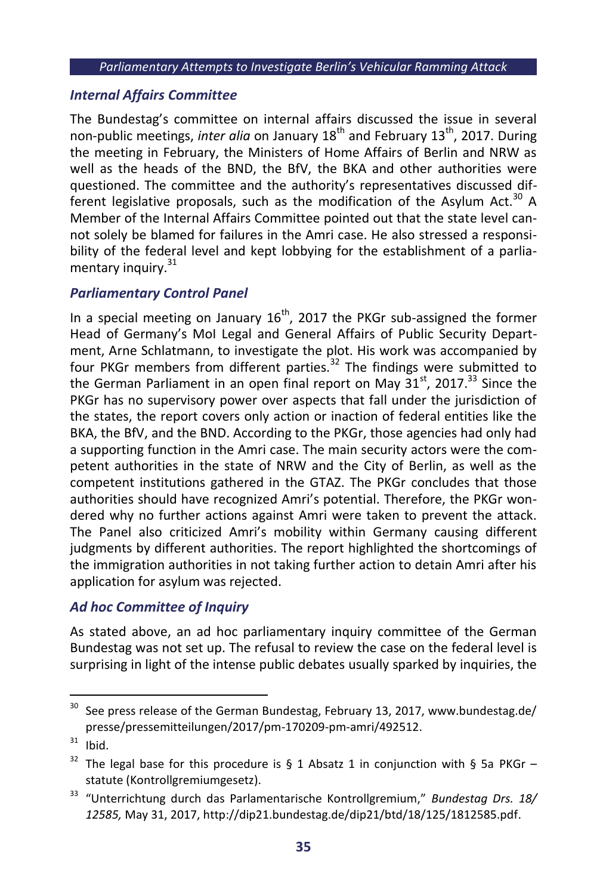### *Internal Affairs Committee*

The Bundestag's committee on internal affairs discussed the issue in several non-public meetings, *inter alia* on January 18th and February 13th, 2017. During the meeting in February, the Ministers of Home Affairs of Berlin and NRW as well as the heads of the BND, the BfV, the BKA and other authorities were questioned. The committee and the authority's representatives discussed different legislative proposals, such as the modification of the Asylum Act.[30] A Member of the Internal Affairs Committee pointed out that the state level cannot solely be blamed for failures in the Amri case. He also stressed a responsibility of the federal level and kept lobbying for the establishment of a parliamentary inquiry.[31]

### *Parliamentary Control Panel*

In a special meeting on January 16th, 2017 the PKGr sub-assigned the former Head of Germany's MoI Legal and General Affairs of Public Security Department, Arne Schlatmann, to investigate the plot. His work was accompanied by four PKGr members from different parties.[32] The findings were submitted to the German Parliament in an open final report on May 31st, 2017.[33] Since the PKGr has no supervisory power over aspects that fall under the jurisdiction of the states, the report covers only action or inaction of federal entities like the BKA, the BfV, and the BND. According to the PKGr, those agencies had only had a supporting function in the Amri case. The main security actors were the competent authorities in the state of NRW and the City of Berlin, as well as the competent institutions gathered in the GTAZ. The PKGr concludes that those authorities should have recognized Amri's potential. Therefore, the PKGr wondered why no further actions against Amri were taken to prevent the attack. The Panel also criticized Amri's mobility within Germany causing different judgments by different authorities. The report highlighted the shortcomings of the immigration authorities in not taking further action to detain Amri after his application for asylum was rejected.

### *Ad hoc Committee of Inquiry*

As stated above, an ad hoc parliamentary inquiry committee of the German Bundestag was not set up. The refusal to review the case on the federal level is surprising in light of the intense public debates usually sparked by inquiries, the

---

[30] See press release of the German Bundestag, February 13, 2017, www.bundestag.de/presse/pressemitteilungen/2017/pm-170209-pm-amri/492512.

[31] Ibid.

[32] The legal base for this procedure is § 1 Absatz 1 in conjunction with § 5a PKGr – statute (Kontrollgremiumgesetz).

[33] "Unterrichtung durch das Parlamentarische Kontrollgremium," *Bundestag Drs. 18/12585,* May 31, 2017, http://dip21.bundestag.de/dip21/btd/18/125/1812585.pdf.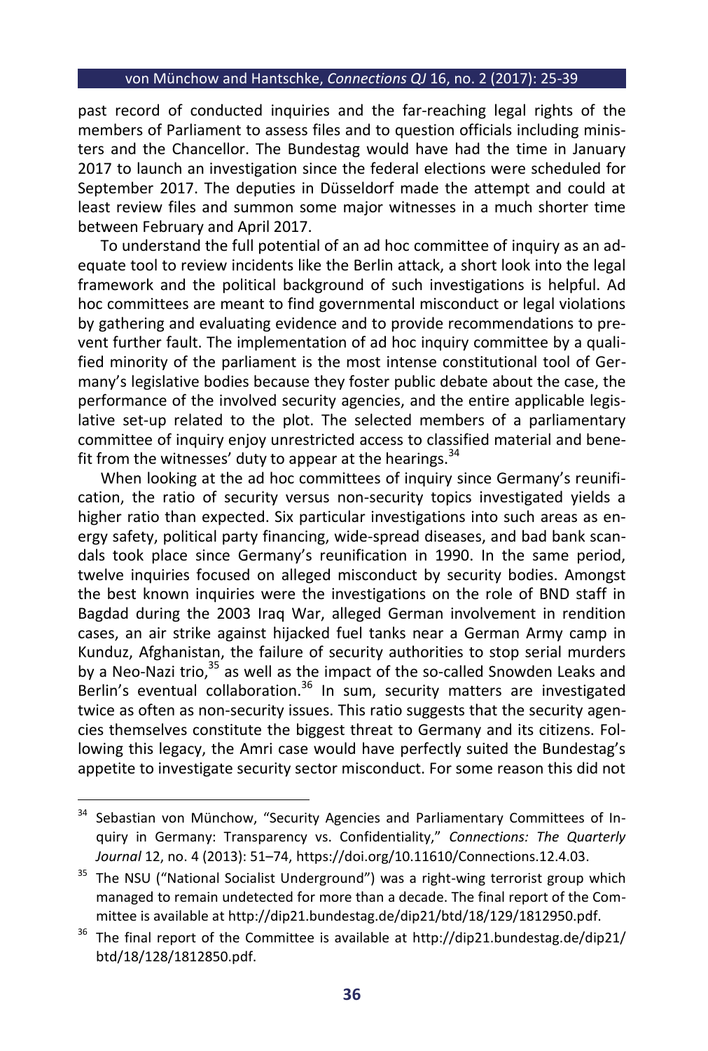past record of conducted inquiries and the far-reaching legal rights of the members of Parliament to assess files and to question officials including ministers and the Chancellor. The Bundestag would have had the time in January 2017 to launch an investigation since the federal elections were scheduled for September 2017. The deputies in Düsseldorf made the attempt and could at least review files and summon some major witnesses in a much shorter time between February and April 2017.

To understand the full potential of an ad hoc committee of inquiry as an adequate tool to review incidents like the Berlin attack, a short look into the legal framework and the political background of such investigations is helpful. Ad hoc committees are meant to find governmental misconduct or legal violations by gathering and evaluating evidence and to provide recommendations to prevent further fault. The implementation of ad hoc inquiry committee by a qualified minority of the parliament is the most intense constitutional tool of Germany's legislative bodies because they foster public debate about the case, the performance of the involved security agencies, and the entire applicable legislative set-up related to the plot. The selected members of a parliamentary committee of inquiry enjoy unrestricted access to classified material and benefit from the witnesses' duty to appear at the hearings.[34]

When looking at the ad hoc committees of inquiry since Germany's reunification, the ratio of security versus non-security topics investigated yields a higher ratio than expected. Six particular investigations into such areas as energy safety, political party financing, wide-spread diseases, and bad bank scandals took place since Germany's reunification in 1990. In the same period, twelve inquiries focused on alleged misconduct by security bodies. Amongst the best known inquiries were the investigations on the role of BND staff in Bagdad during the 2003 Iraq War, alleged German involvement in rendition cases, an air strike against hijacked fuel tanks near a German Army camp in Kunduz, Afghanistan, the failure of security authorities to stop serial murders by a Neo-Nazi trio,[35] as well as the impact of the so-called Snowden Leaks and Berlin's eventual collaboration.[36] In sum, security matters are investigated twice as often as non-security issues. This ratio suggests that the security agencies themselves constitute the biggest threat to Germany and its citizens. Following this legacy, the Amri case would have perfectly suited the Bundestag's appetite to investigate security sector misconduct. For some reason this did not

---

[34] Sebastian von Münchow, "Security Agencies and Parliamentary Committees of Inquiry in Germany: Transparency vs. Confidentiality," *Connections: The Quarterly Journal* 12, no. 4 (2013): 51–74, https://doi.org/10.11610/Connections.12.4.03.

[35] The NSU ("National Socialist Underground") was a right-wing terrorist group which managed to remain undetected for more than a decade. The final report of the Committee is available at http://dip21.bundestag.de/dip21/btd/18/129/1812950.pdf.

[36] The final report of the Committee is available at http://dip21.bundestag.de/dip21/btd/18/128/1812850.pdf.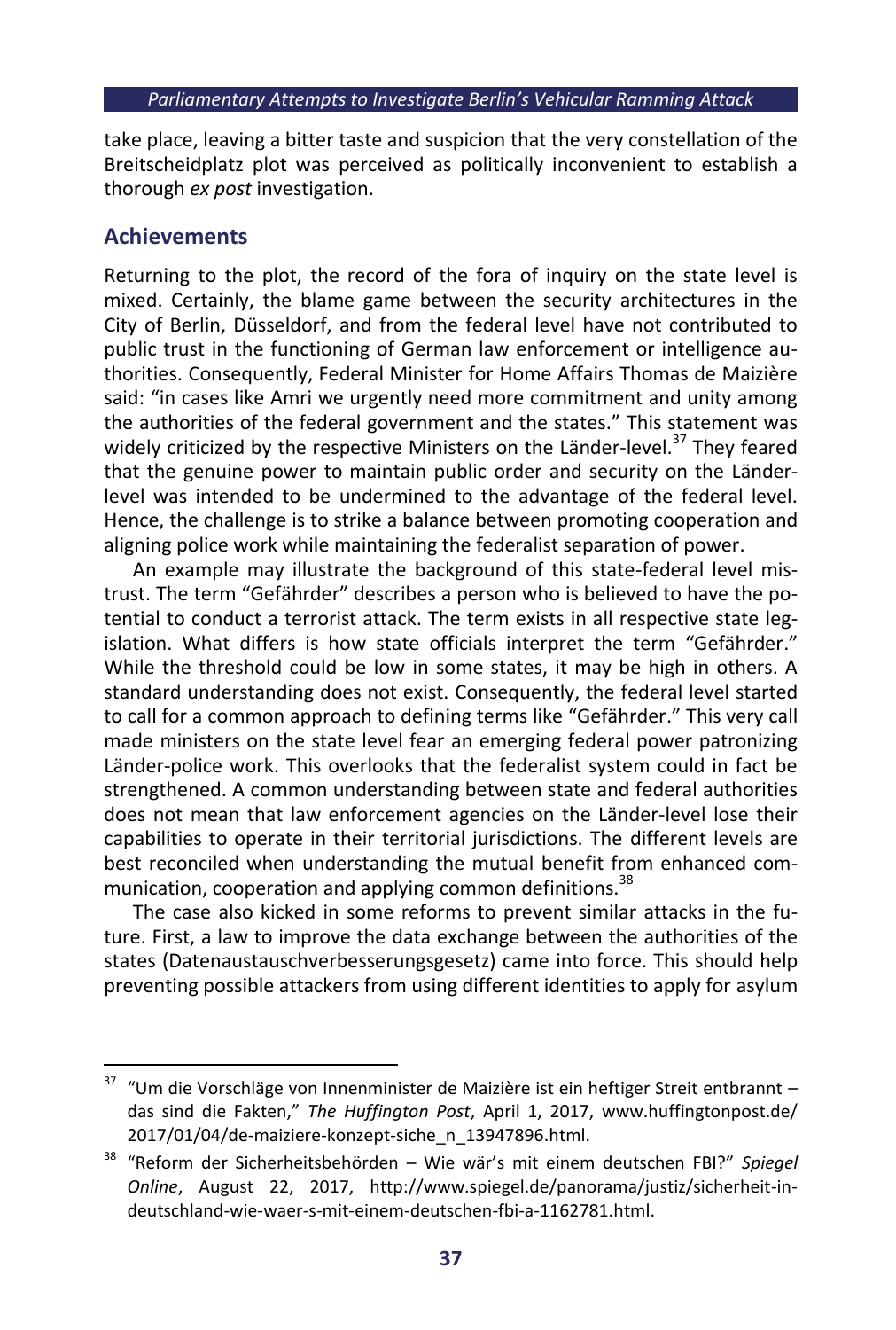take place, leaving a bitter taste and suspicion that the very constellation of the Breitscheidplatz plot was perceived as politically inconvenient to establish a thorough *ex post* investigation.

## Achievements

Returning to the plot, the record of the fora of inquiry on the state level is mixed. Certainly, the blame game between the security architectures in the City of Berlin, Düsseldorf, and from the federal level have not contributed to public trust in the functioning of German law enforcement or intelligence authorities. Consequently, Federal Minister for Home Affairs Thomas de Maizière said: "in cases like Amri we urgently need more commitment and unity among the authorities of the federal government and the states." This statement was widely criticized by the respective Ministers on the Länder-level.[37] They feared that the genuine power to maintain public order and security on the Länder-level was intended to be undermined to the advantage of the federal level. Hence, the challenge is to strike a balance between promoting cooperation and aligning police work while maintaining the federalist separation of power.

An example may illustrate the background of this state-federal level mistrust. The term "Gefährder" describes a person who is believed to have the potential to conduct a terrorist attack. The term exists in all respective state legislation. What differs is how state officials interpret the term "Gefährder." While the threshold could be low in some states, it may be high in others. A standard understanding does not exist. Consequently, the federal level started to call for a common approach to defining terms like "Gefährder." This very call made ministers on the state level fear an emerging federal power patronizing Länder-police work. This overlooks that the federalist system could in fact be strengthened. A common understanding between state and federal authorities does not mean that law enforcement agencies on the Länder-level lose their capabilities to operate in their territorial jurisdictions. The different levels are best reconciled when understanding the mutual benefit from enhanced communication, cooperation and applying common definitions.[38]

The case also kicked in some reforms to prevent similar attacks in the future. First, a law to improve the data exchange between the authorities of the states (Datenaustauschverbesserungsgesetz) came into force. This should help preventing possible attackers from using different identities to apply for asylum

---

[37] "Um die Vorschläge von Innenminister de Maizière ist ein heftiger Streit entbrannt – das sind die Fakten," *The Huffington Post*, April 1, 2017, www.huffingtonpost.de/2017/01/04/de-maiziere-konzept-siche_n_13947896.html.

[38] "Reform der Sicherheitsbehörden – Wie wär's mit einem deutschen FBI?" *Spiegel Online*, August 22, 2017, http://www.spiegel.de/panorama/justiz/sicherheit-in-deutschland-wie-waer-s-mit-einem-deutschen-fbi-a-1162781.html.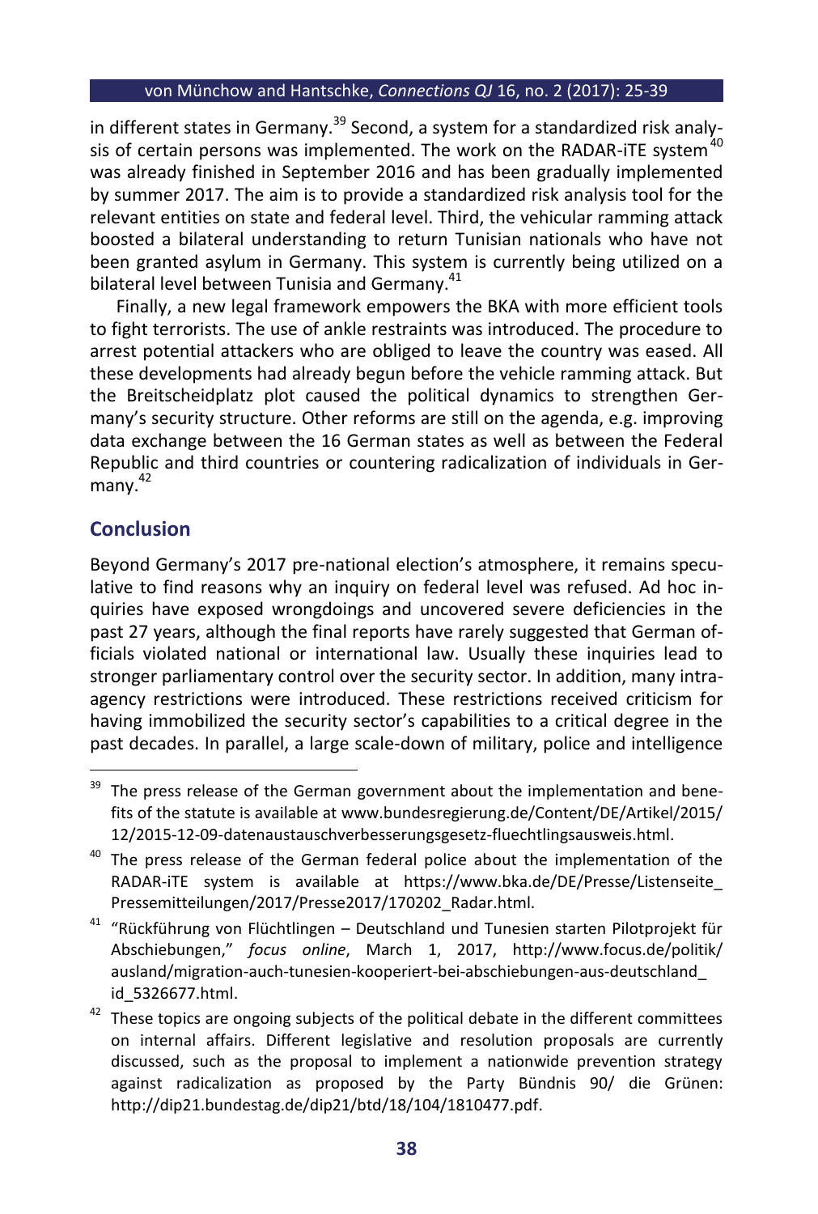in different states in Germany.[39] Second, a system for a standardized risk analysis of certain persons was implemented. The work on the RADAR-iTE system[40] was already finished in September 2016 and has been gradually implemented by summer 2017. The aim is to provide a standardized risk analysis tool for the relevant entities on state and federal level. Third, the vehicular ramming attack boosted a bilateral understanding to return Tunisian nationals who have not been granted asylum in Germany. This system is currently being utilized on a bilateral level between Tunisia and Germany.[41]

Finally, a new legal framework empowers the BKA with more efficient tools to fight terrorists. The use of ankle restraints was introduced. The procedure to arrest potential attackers who are obliged to leave the country was eased. All these developments had already begun before the vehicle ramming attack. But the Breitscheidplatz plot caused the political dynamics to strengthen Germany's security structure. Other reforms are still on the agenda, e.g. improving data exchange between the 16 German states as well as between the Federal Republic and third countries or countering radicalization of individuals in Germany.[42]

## Conclusion

Beyond Germany's 2017 pre-national election's atmosphere, it remains speculative to find reasons why an inquiry on federal level was refused. Ad hoc inquiries have exposed wrongdoings and uncovered severe deficiencies in the past 27 years, although the final reports have rarely suggested that German officials violated national or international law. Usually these inquiries lead to stronger parliamentary control over the security sector. In addition, many intra-agency restrictions were introduced. These restrictions received criticism for having immobilized the security sector's capabilities to a critical degree in the past decades. In parallel, a large scale-down of military, police and intelligence

---

[39] The press release of the German government about the implementation and benefits of the statute is available at www.bundesregierung.de/Content/DE/Artikel/2015/12/2015-12-09-datenaustauschverbesserungsgesetz-fluechtlingsausweis.html.

[40] The press release of the German federal police about the implementation of the RADAR-iTE system is available at https://www.bka.de/DE/Presse/Listenseite_Pressemitteilungen/2017/Presse2017/170202_Radar.html.

[41] "Rückführung von Flüchtlingen – Deutschland und Tunesien starten Pilotprojekt für Abschiebungen," *focus online*, March 1, 2017, http://www.focus.de/politik/ausland/migration-auch-tunesien-kooperiert-bei-abschiebungen-aus-deutschland_id_5326677.html.

[42] These topics are ongoing subjects of the political debate in the different committees on internal affairs. Different legislative and resolution proposals are currently discussed, such as the proposal to implement a nationwide prevention strategy against radicalization as proposed by the Party Bündnis 90/ die Grünen: http://dip21.bundestag.de/dip21/btd/18/104/1810477.pdf.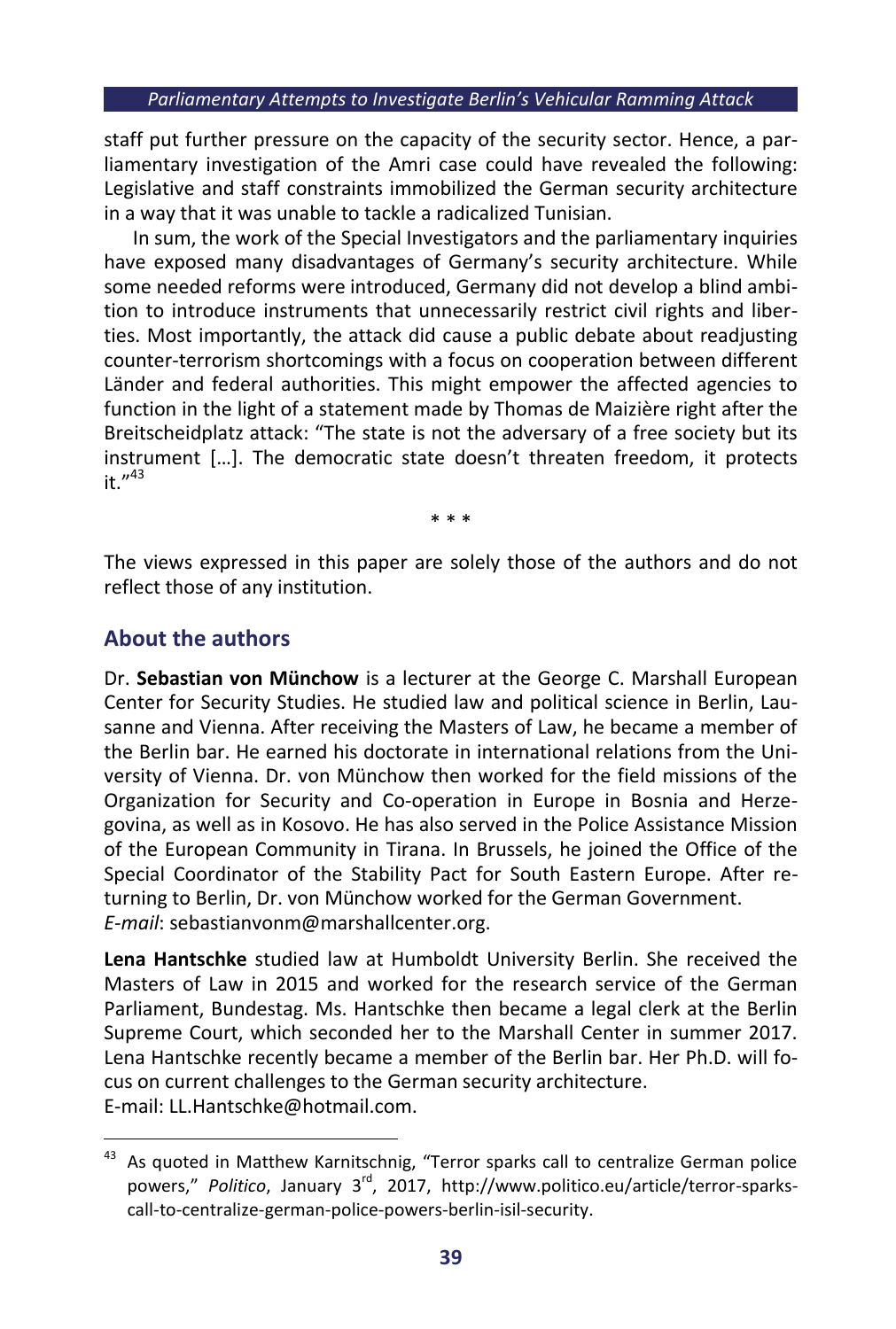staff put further pressure on the capacity of the security sector. Hence, a parliamentary investigation of the Amri case could have revealed the following: Legislative and staff constraints immobilized the German security architecture in a way that it was unable to tackle a radicalized Tunisian.

In sum, the work of the Special Investigators and the parliamentary inquiries have exposed many disadvantages of Germany's security architecture. While some needed reforms were introduced, Germany did not develop a blind ambition to introduce instruments that unnecessarily restrict civil rights and liberties. Most importantly, the attack did cause a public debate about readjusting counter-terrorism shortcomings with a focus on cooperation between different Länder and federal authorities. This might empower the affected agencies to function in the light of a statement made by Thomas de Maizière right after the Breitscheidplatz attack: "The state is not the adversary of a free society but its instrument […]. The democratic state doesn't threaten freedom, it protects it."[43]

\* \* \*

The views expressed in this paper are solely those of the authors and do not reflect those of any institution.

## About the authors

Dr. **Sebastian von Münchow** is a lecturer at the George C. Marshall European Center for Security Studies. He studied law and political science in Berlin, Lausanne and Vienna. After receiving the Masters of Law, he became a member of the Berlin bar. He earned his doctorate in international relations from the University of Vienna. Dr. von Münchow then worked for the field missions of the Organization for Security and Co-operation in Europe in Bosnia and Herzegovina, as well as in Kosovo. He has also served in the Police Assistance Mission of the European Community in Tirana. In Brussels, he joined the Office of the Special Coordinator of the Stability Pact for South Eastern Europe. After returning to Berlin, Dr. von Münchow worked for the German Government.
*E-mail*: sebastianvonm@marshallcenter.org.

**Lena Hantschke** studied law at Humboldt University Berlin. She received the Masters of Law in 2015 and worked for the research service of the German Parliament, Bundestag. Ms. Hantschke then became a legal clerk at the Berlin Supreme Court, which seconded her to the Marshall Center in summer 2017. Lena Hantschke recently became a member of the Berlin bar. Her Ph.D. will focus on current challenges to the German security architecture.
E-mail: LL.Hantschke@hotmail.com.

---

[43] As quoted in Matthew Karnitschnig, "Terror sparks call to centralize German police powers," *Politico*, January 3rd, 2017, http://www.politico.eu/article/terror-sparks-call-to-centralize-german-police-powers-berlin-isil-security.